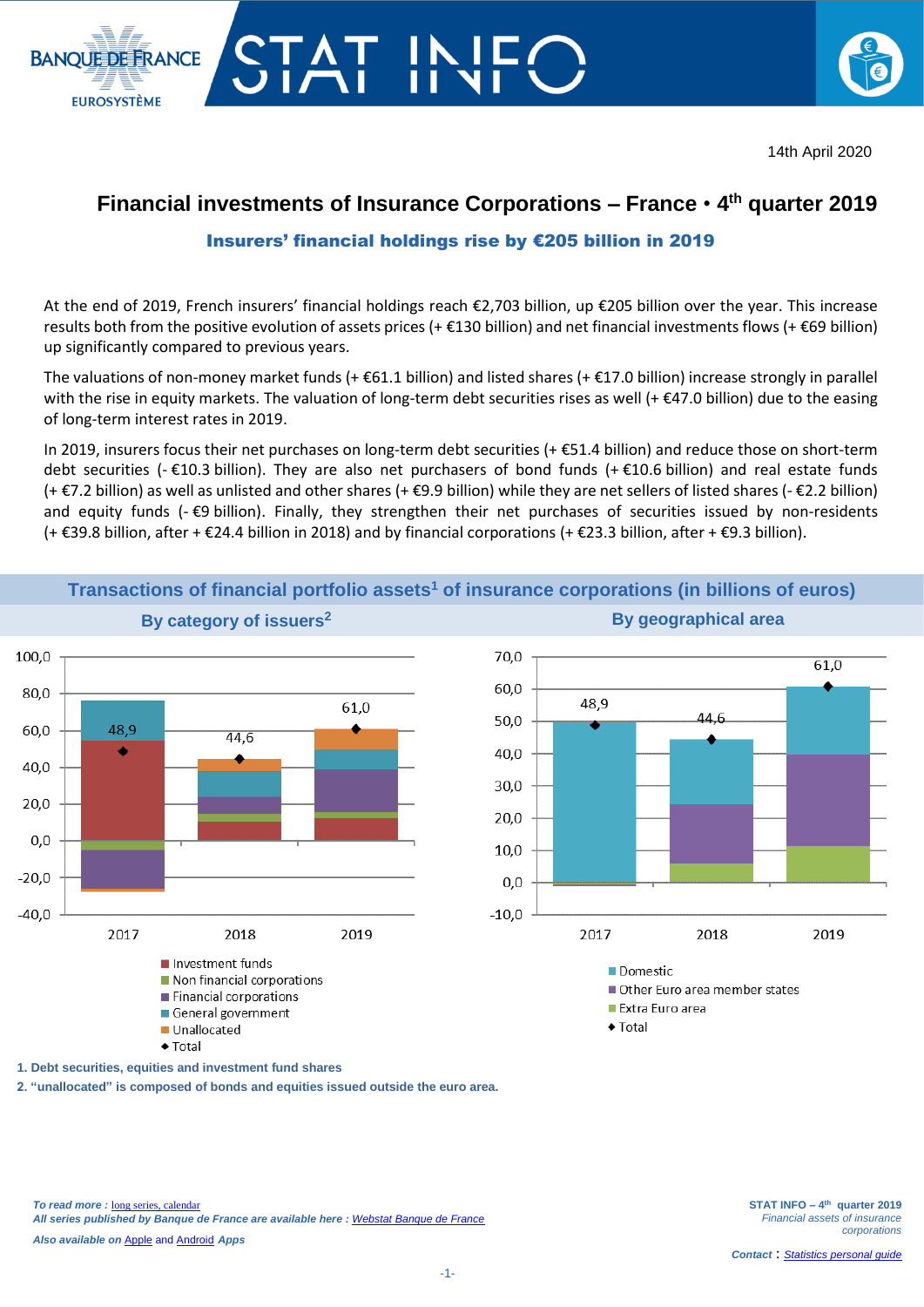14th April 2020

# Financial investments of Insurance Corporations – France • 4th quarter 2019

## Insurers' financial holdings rise by €205 billion in 2019

At the end of 2019, French insurers' financial holdings reach €2,703 billion, up €205 billion over the year. This increase results both from the positive evolution of assets prices (+ €130 billion) and net financial investments flows (+ €69 billion) up significantly compared to previous years.

The valuations of non-money market funds (+ €61.1 billion) and listed shares (+ €17.0 billion) increase strongly in parallel with the rise in equity markets. The valuation of long-term debt securities rises as well (+ €47.0 billion) due to the easing of long-term interest rates in 2019.

In 2019, insurers focus their net purchases on long-term debt securities (+ €51.4 billion) and reduce those on short-term debt securities (- €10.3 billion). They are also net purchasers of bond funds (+ €10.6 billion) and real estate funds (+ €7.2 billion) as well as unlisted and other shares (+ €9.9 billion) while they are net sellers of listed shares (- €2.2 billion) and equity funds (- €9 billion). Finally, they strengthen their net purchases of securities issued by non-residents (+ €39.8 billion, after + €24.4 billion in 2018) and by financial corporations (+ €23.3 billion, after + €9.3 billion).

### Transactions of financial portfolio assets[1] of insurance corporations (in billions of euros)

**By category of issuers[2]**

Totals: 2017: 48,9; 2018: 44,6; 2019: 61,0

Legend: Investment funds; Non financial corporations; Financial corporations; General government; Unallocated; Total

**By geographical area**

Totals: 2017: 48,9; 2018: 44,6; 2019: 61,0

Legend: Domestic; Other Euro area member states; Extra Euro area; Total

1. Debt securities, equities and investment fund shares
2. "unallocated" is composed of bonds and equities issued outside the euro area.

*To read more :* long series, calendar
*All series published by Banque de France are available here :* Webstat Banque de France
*Also available on* Apple *and* Android *Apps*

**STAT INFO – 4th quarter 2019**
*Financial assets of insurance corporations*

*Contact :* Statistics personal guide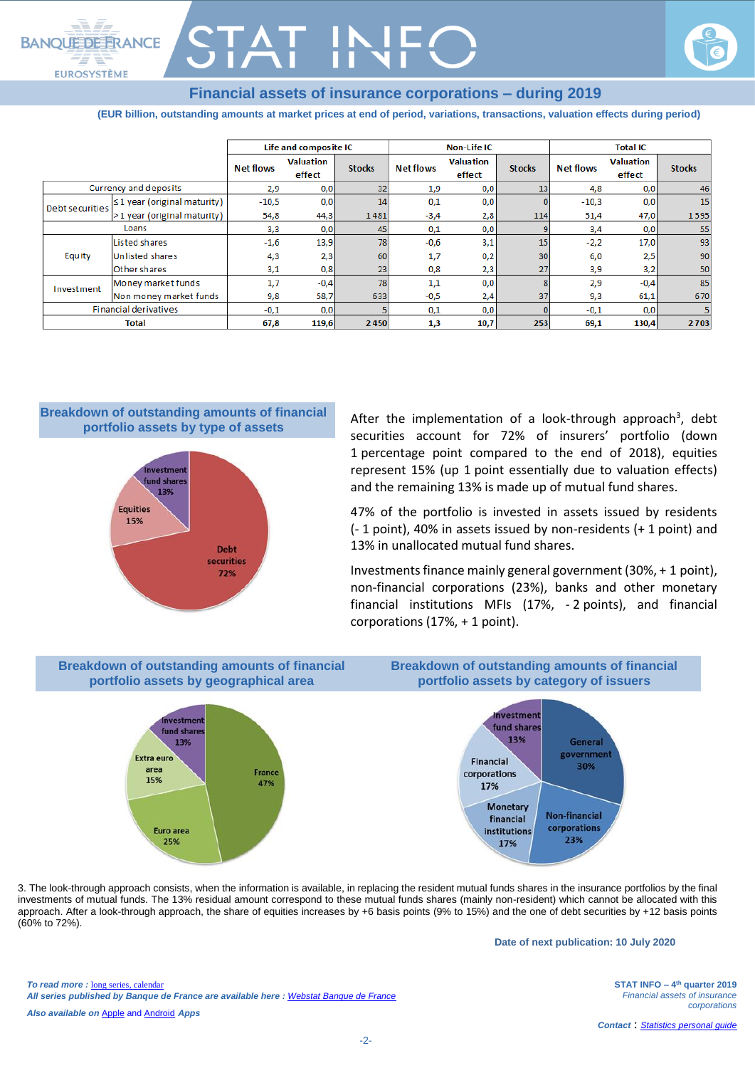## Financial assets of insurance corporations – during 2019

**(EUR billion, outstanding amounts at market prices at end of period, variations, transactions, valuation effects during period)**

| | | Life and composite IC | | | Non-Life IC | | | Total IC | | |
|---|---|---|---|---|---|---|---|---|---|---|
| | | Net flows | Valuation effect | Stocks | Net flows | Valuation effect | Stocks | Net flows | Valuation effect | Stocks |
| Currency and deposits | | 2,9 | 0,0 | 32 | 1,9 | 0,0 | 13 | 4,8 | 0,0 | 46 |
| Debt securities | ≤ 1 year (original maturity) | -10,5 | 0,0 | 14 | 0,1 | 0,0 | 0 | -10,3 | 0,0 | 15 |
| | > 1 year (original maturity) | 54,8 | 44,3 | 1 481 | -3,4 | 2,8 | 114 | 51,4 | 47,0 | 1 595 |
| Loans | | 3,3 | 0,0 | 45 | 0,1 | 0,0 | 9 | 3,4 | 0,0 | 55 |
| Equity | Listed shares | -1,6 | 13,9 | 78 | -0,6 | 3,1 | 15 | -2,2 | 17,0 | 93 |
| | Unlisted shares | 4,3 | 2,3 | 60 | 1,7 | 0,2 | 30 | 6,0 | 2,5 | 90 |
| | Other shares | 3,1 | 0,8 | 23 | 0,8 | 2,3 | 27 | 3,9 | 3,2 | 50 |
| Investment | Money market funds | 1,7 | -0,4 | 78 | 1,1 | 0,0 | 8 | 2,9 | -0,4 | 85 |
| | Non money market funds | 9,8 | 58,7 | 633 | -0,5 | 2,4 | 37 | 9,3 | 61,1 | 670 |
| Financial derivatives | | -0,1 | 0,0 | 5 | 0,1 | 0,0 | 0 | -0,1 | 0,0 | 5 |
| **Total** | | **67,8** | **119,6** | **2 450** | **1,3** | **10,7** | **253** | **69,1** | **130,4** | **2 703** |

### Breakdown of outstanding amounts of financial portfolio assets by type of assets

Investment fund shares 13%
Equities 15%
Debt securities 72%

After the implementation of a look-through approach[3], debt securities account for 72% of insurers' portfolio (down 1 percentage point compared to the end of 2018), equities represent 15% (up 1 point essentially due to valuation effects) and the remaining 13% is made up of mutual fund shares.

47% of the portfolio is invested in assets issued by residents (- 1 point), 40% in assets issued by non-residents (+ 1 point) and 13% in unallocated mutual fund shares.

Investments finance mainly general government (30%, + 1 point), non-financial corporations (23%), banks and other monetary financial institutions MFIs (17%, - 2 points), and financial corporations (17%, + 1 point).

### Breakdown of outstanding amounts of financial portfolio assets by geographical area

Investment fund shares 13%
Extra euro area 15%
France 47%
Euro area 25%

### Breakdown of outstanding amounts of financial portfolio assets by category of issuers

Investment fund shares 13%
General government 30%
Financial corporations 17%
Monetary financial institutions 17%
Non-financial corporations 23%

3. The look-through approach consists, when the information is available, in replacing the resident mutual funds shares in the insurance portfolios by the final investments of mutual funds. The 13% residual amount correspond to these mutual funds shares (mainly non-resident) which cannot be allocated with this approach. After a look-through approach, the share of equities increases by +6 basis points (9% to 15%) and the one of debt securities by +12 basis points (60% to 72%).

**Date of next publication: 10 July 2020**

***To read more :*** long series, calendar
***All series published by Banque de France are available here :*** *Webstat Banque de France*
***Also available on*** *Apple* ***and*** *Android* ***Apps***

**STAT INFO – 4th quarter 2019**
*Financial assets of insurance corporations*

***Contact :*** *Statistics personal guide*